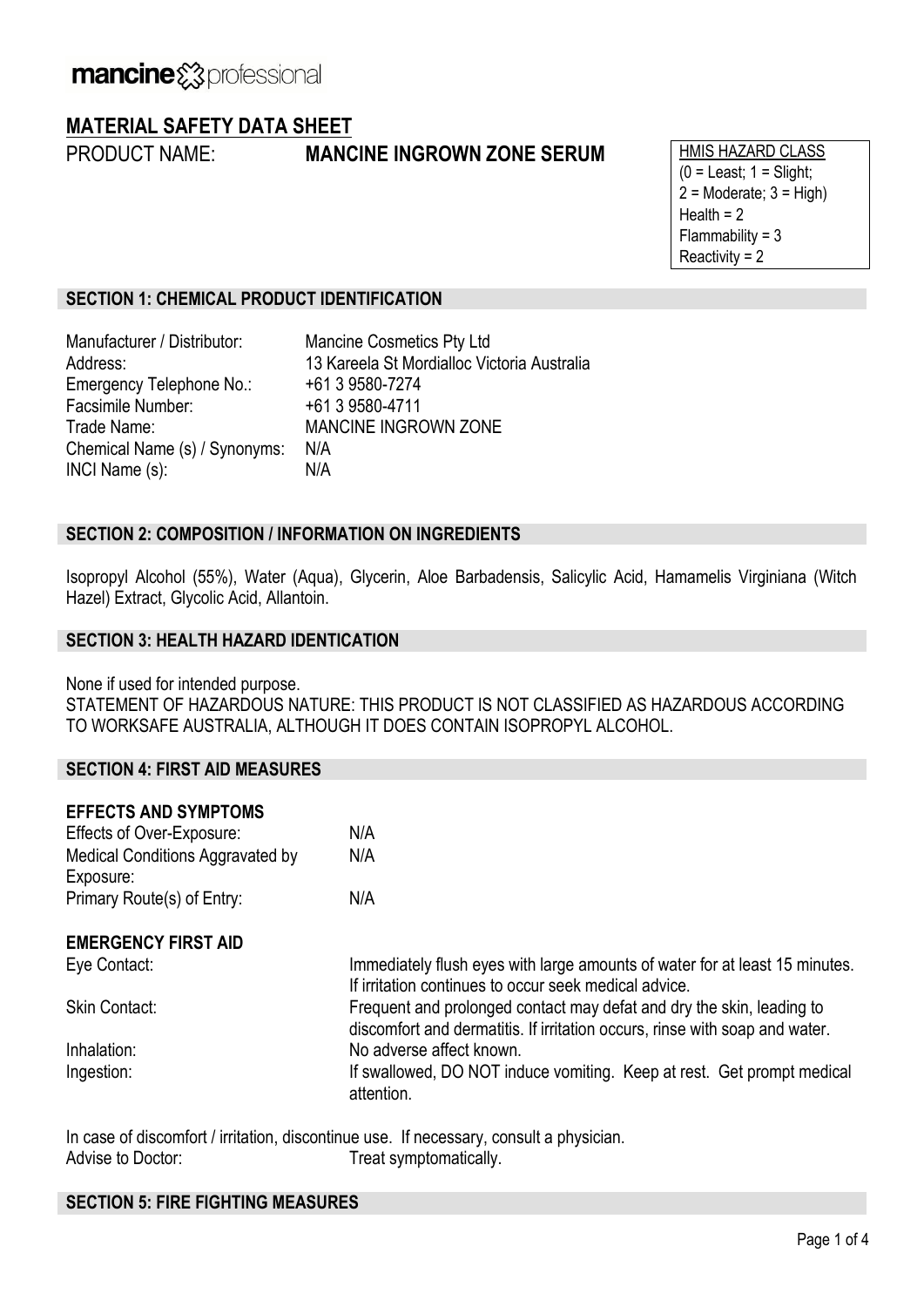mancine professional

# MATERIAL SAFETY DATA SHEET

PRODUCT NAME: **MANCINE INGROWN ZONE SERUM**

| HMIS HAZARD CLASS |
|---|
| (0 = Least; 1 = Slight; 2 = Moderate; 3 = High) |
| Health = 2 |
| Flammability = 3 |
| Reactivity = 2 |

## SECTION 1: CHEMICAL PRODUCT IDENTIFICATION

| | |
|---|---|
| Manufacturer / Distributor: | Mancine Cosmetics Pty Ltd |
| Address: | 13 Kareela St Mordialloc Victoria Australia |
| Emergency Telephone No.: | +61 3 9580-7274 |
| Facsimile Number: | +61 3 9580-4711 |
| Trade Name: | MANCINE INGROWN ZONE |
| Chemical Name (s) / Synonyms: | N/A |
| INCI Name (s): | N/A |

## SECTION 2: COMPOSITION / INFORMATION ON INGREDIENTS

Isopropyl Alcohol (55%), Water (Aqua), Glycerin, Aloe Barbadensis, Salicylic Acid, Hamamelis Virginiana (Witch Hazel) Extract, Glycolic Acid, Allantoin.

## SECTION 3: HEALTH HAZARD IDENTICATION

None if used for intended purpose.
STATEMENT OF HAZARDOUS NATURE: THIS PRODUCT IS NOT CLASSIFIED AS HAZARDOUS ACCORDING TO WORKSAFE AUSTRALIA, ALTHOUGH IT DOES CONTAIN ISOPROPYL ALCOHOL.

## SECTION 4: FIRST AID MEASURES

### EFFECTS AND SYMPTOMS

| | |
|---|---|
| Effects of Over-Exposure: | N/A |
| Medical Conditions Aggravated by Exposure: | N/A |
| Primary Route(s) of Entry: | N/A |

### EMERGENCY FIRST AID

| | |
|---|---|
| Eye Contact: | Immediately flush eyes with large amounts of water for at least 15 minutes. If irritation continues to occur seek medical advice. |
| Skin Contact: | Frequent and prolonged contact may defat and dry the skin, leading to discomfort and dermatitis. If irritation occurs, rinse with soap and water. |
| Inhalation: | No adverse affect known. |
| Ingestion: | If swallowed, DO NOT induce vomiting. Keep at rest. Get prompt medical attention. |

In case of discomfort / irritation, discontinue use. If necessary, consult a physician.
Advise to Doctor: Treat symptomatically.

## SECTION 5: FIRE FIGHTING MEASURES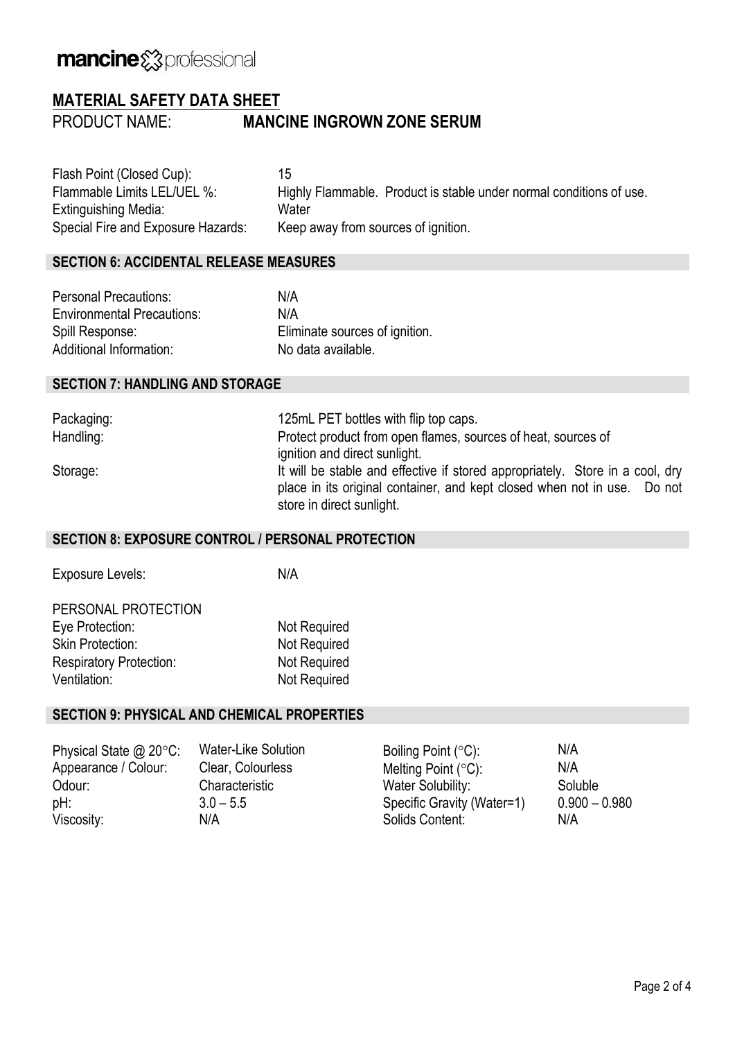**MATERIAL SAFETY DATA SHEET**

PRODUCT NAME: **MANCINE INGROWN ZONE SERUM**

| | |
|---|---|
| Flash Point (Closed Cup): | 15 |
| Flammable Limits LEL/UEL %: | Highly Flammable. Product is stable under normal conditions of use. |
| Extinguishing Media: | Water |
| Special Fire and Exposure Hazards: | Keep away from sources of ignition. |

## SECTION 6: ACCIDENTAL RELEASE MEASURES

| | |
|---|---|
| Personal Precautions: | N/A |
| Environmental Precautions: | N/A |
| Spill Response: | Eliminate sources of ignition. |
| Additional Information: | No data available. |

## SECTION 7: HANDLING AND STORAGE

| | |
|---|---|
| Packaging: | 125mL PET bottles with flip top caps. |
| Handling: | Protect product from open flames, sources of heat, sources of ignition and direct sunlight. |
| Storage: | It will be stable and effective if stored appropriately. Store in a cool, dry place in its original container, and kept closed when not in use. Do not store in direct sunlight. |

## SECTION 8: EXPOSURE CONTROL / PERSONAL PROTECTION

Exposure Levels: N/A

PERSONAL PROTECTION

| | |
|---|---|
| Eye Protection: | Not Required |
| Skin Protection: | Not Required |
| Respiratory Protection: | Not Required |
| Ventilation: | Not Required |

## SECTION 9: PHYSICAL AND CHEMICAL PROPERTIES

| | | | |
|---|---|---|---|
| Physical State @ 20°C: | Water-Like Solution | Boiling Point (°C): | N/A |
| Appearance / Colour: | Clear, Colourless | Melting Point (°C): | N/A |
| Odour: | Characteristic | Water Solubility: | Soluble |
| pH: | 3.0 – 5.5 | Specific Gravity (Water=1) | 0.900 – 0.980 |
| Viscosity: | N/A | Solids Content: | N/A |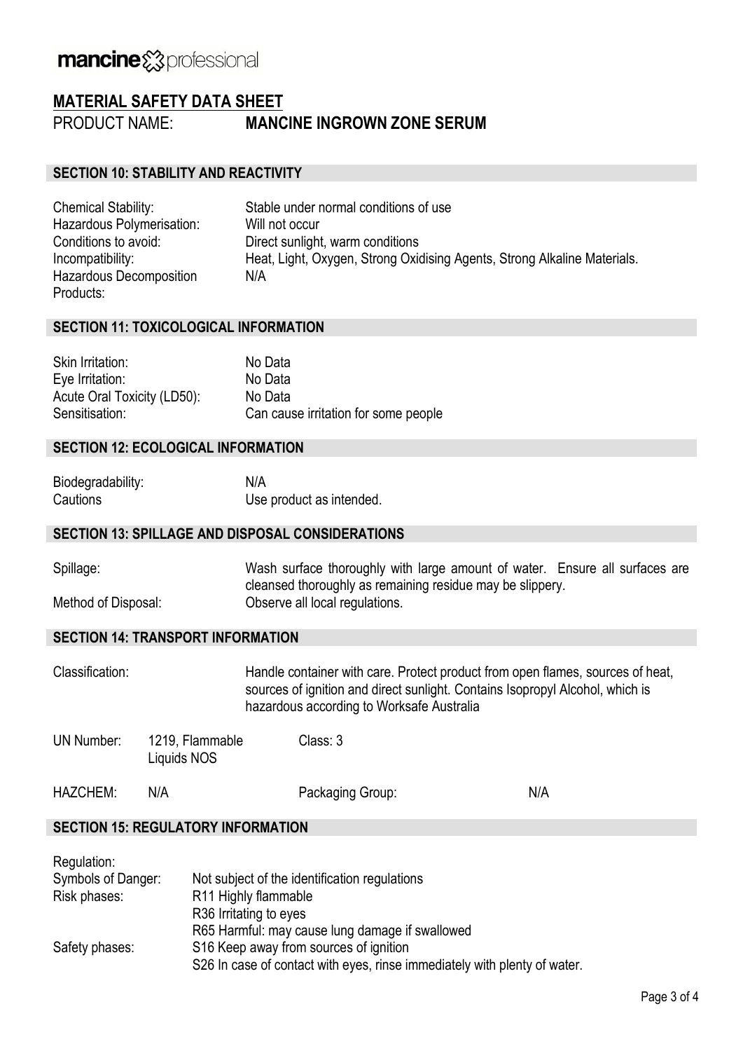**mancine** professional

# MATERIAL SAFETY DATA SHEET

PRODUCT NAME: **MANCINE INGROWN ZONE SERUM**

## SECTION 10: STABILITY AND REACTIVITY

| | |
|---|---|
| Chemical Stability: | Stable under normal conditions of use |
| Hazardous Polymerisation: | Will not occur |
| Conditions to avoid: | Direct sunlight, warm conditions |
| Incompatibility: | Heat, Light, Oxygen, Strong Oxidising Agents, Strong Alkaline Materials. |
| Hazardous Decomposition Products: | N/A |

## SECTION 11: TOXICOLOGICAL INFORMATION

| | |
|---|---|
| Skin Irritation: | No Data |
| Eye Irritation: | No Data |
| Acute Oral Toxicity (LD50): | No Data |
| Sensitisation: | Can cause irritation for some people |

## SECTION 12: ECOLOGICAL INFORMATION

| | |
|---|---|
| Biodegradability: | N/A |
| Cautions | Use product as intended. |

## SECTION 13: SPILLAGE AND DISPOSAL CONSIDERATIONS

| | |
|---|---|
| Spillage: | Wash surface thoroughly with large amount of water. Ensure all surfaces are cleansed thoroughly as remaining residue may be slippery. |
| Method of Disposal: | Observe all local regulations. |

## SECTION 14: TRANSPORT INFORMATION

Classification: Handle container with care. Protect product from open flames, sources of heat, sources of ignition and direct sunlight. Contains Isopropyl Alcohol, which is hazardous according to Worksafe Australia

| | | | |
|---|---|---|---|
| UN Number: | 1219, Flammable Liquids NOS | Class: 3 | |
| HAZCHEM: | N/A | Packaging Group: | N/A |

## SECTION 15: REGULATORY INFORMATION

Regulation:

| | |
|---|---|
| Symbols of Danger: | Not subject of the identification regulations |
| Risk phases: | R11 Highly flammable<br>R36 Irritating to eyes<br>R65 Harmful: may cause lung damage if swallowed |
| Safety phases: | S16 Keep away from sources of ignition<br>S26 In case of contact with eyes, rinse immediately with plenty of water. |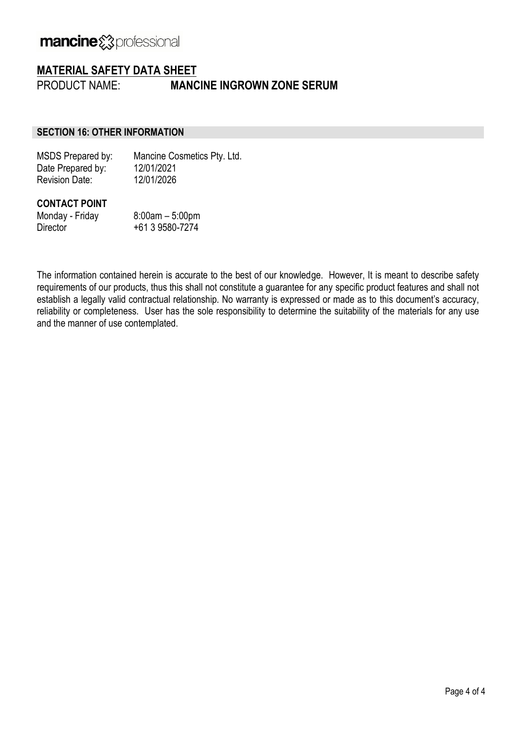## MATERIAL SAFETY DATA SHEET

PRODUCT NAME: **MANCINE INGROWN ZONE SERUM**

### SECTION 16: OTHER INFORMATION

| | |
|---|---|
| MSDS Prepared by: | Mancine Cosmetics Pty. Ltd. |
| Date Prepared by: | 12/01/2021 |
| Revision Date: | 12/01/2026 |

**CONTACT POINT**

| | |
|---|---|
| Monday - Friday | 8:00am – 5:00pm |
| Director | +61 3 9580-7274 |

The information contained herein is accurate to the best of our knowledge. However, It is meant to describe safety requirements of our products, thus this shall not constitute a guarantee for any specific product features and shall not establish a legally valid contractual relationship. No warranty is expressed or made as to this document's accuracy, reliability or completeness. User has the sole responsibility to determine the suitability of the materials for any use and the manner of use contemplated.